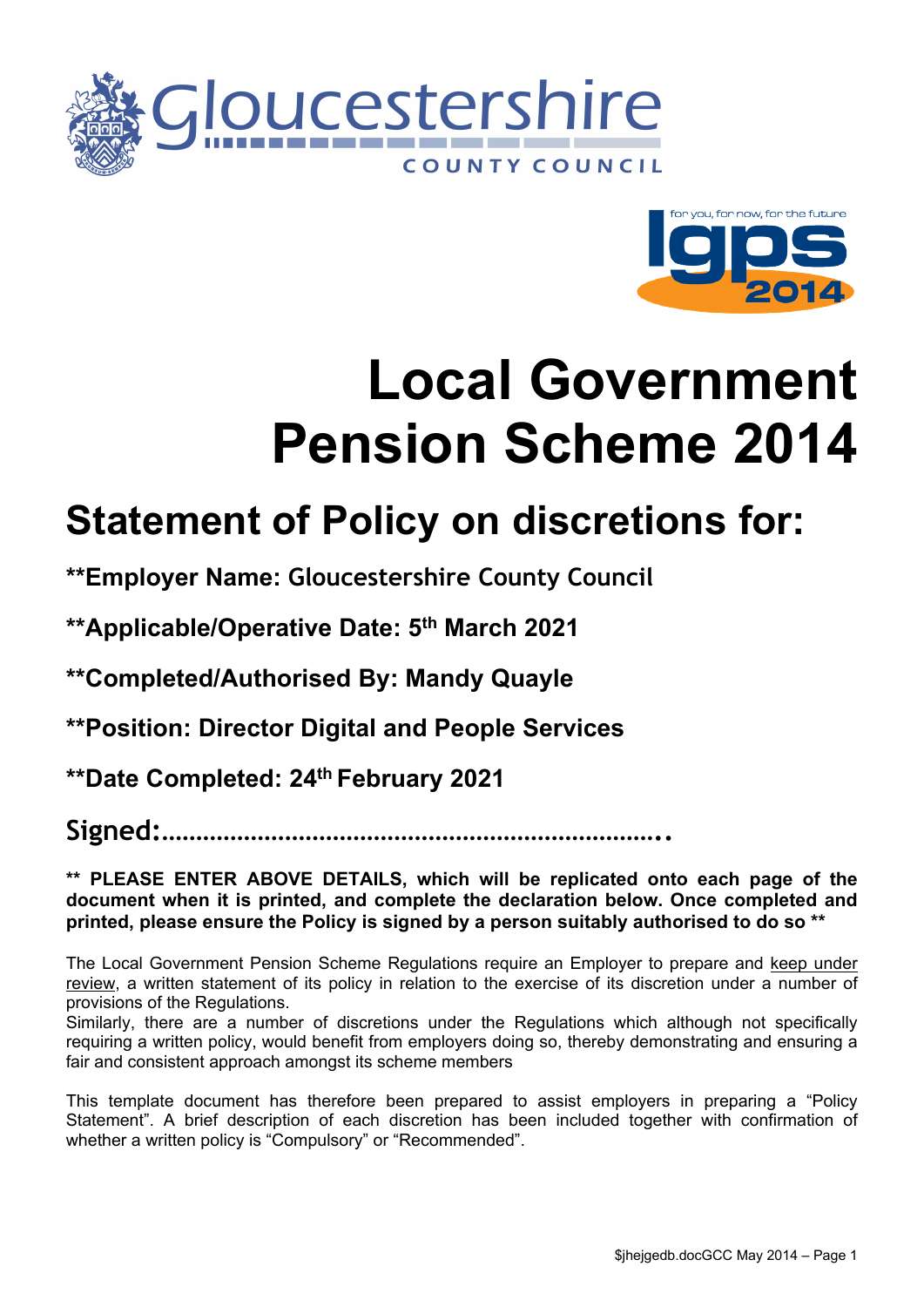# Local Government Pension Scheme 2014

## Statement of Policy on discretions for:

**\*\*Employer Name: Gloucestershire County Council**

**\*\*Applicable/Operative Date: 5th March 2021**

**\*\*Completed/Authorised By: Mandy Quayle**

**\*\*Position: Director Digital and People Services**

**\*\*Date Completed: 24th February 2021**

**Signed:……………………………………………………………..**

**\*\* PLEASE ENTER ABOVE DETAILS, which will be replicated onto each page of the document when it is printed, and complete the declaration below. Once completed and printed, please ensure the Policy is signed by a person suitably authorised to do so \*\***

The Local Government Pension Scheme Regulations require an Employer to prepare and keep under review, a written statement of its policy in relation to the exercise of its discretion under a number of provisions of the Regulations.
Similarly, there are a number of discretions under the Regulations which although not specifically requiring a written policy, would benefit from employers doing so, thereby demonstrating and ensuring a fair and consistent approach amongst its scheme members

This template document has therefore been prepared to assist employers in preparing a "Policy Statement". A brief description of each discretion has been included together with confirmation of whether a written policy is "Compulsory" or "Recommended".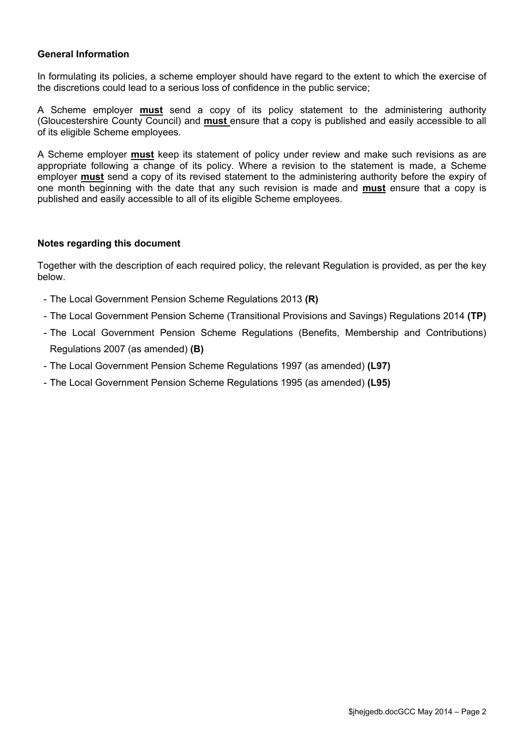### General Information

In formulating its policies, a scheme employer should have regard to the extent to which the exercise of the discretions could lead to a serious loss of confidence in the public service;

A Scheme employer **must** send a copy of its policy statement to the administering authority (Gloucestershire County Council) and **must** ensure that a copy is published and easily accessible to all of its eligible Scheme employees.

A Scheme employer **must** keep its statement of policy under review and make such revisions as are appropriate following a change of its policy. Where a revision to the statement is made, a Scheme employer **must** send a copy of its revised statement to the administering authority before the expiry of one month beginning with the date that any such revision is made and **must** ensure that a copy is published and easily accessible to all of its eligible Scheme employees.

### Notes regarding this document

Together with the description of each required policy, the relevant Regulation is provided, as per the key below.

- The Local Government Pension Scheme Regulations 2013 **(R)**
- The Local Government Pension Scheme (Transitional Provisions and Savings) Regulations 2014 **(TP)**
- The Local Government Pension Scheme Regulations (Benefits, Membership and Contributions) Regulations 2007 (as amended) **(B)**
- The Local Government Pension Scheme Regulations 1997 (as amended) **(L97)**
- The Local Government Pension Scheme Regulations 1995 (as amended) **(L95)**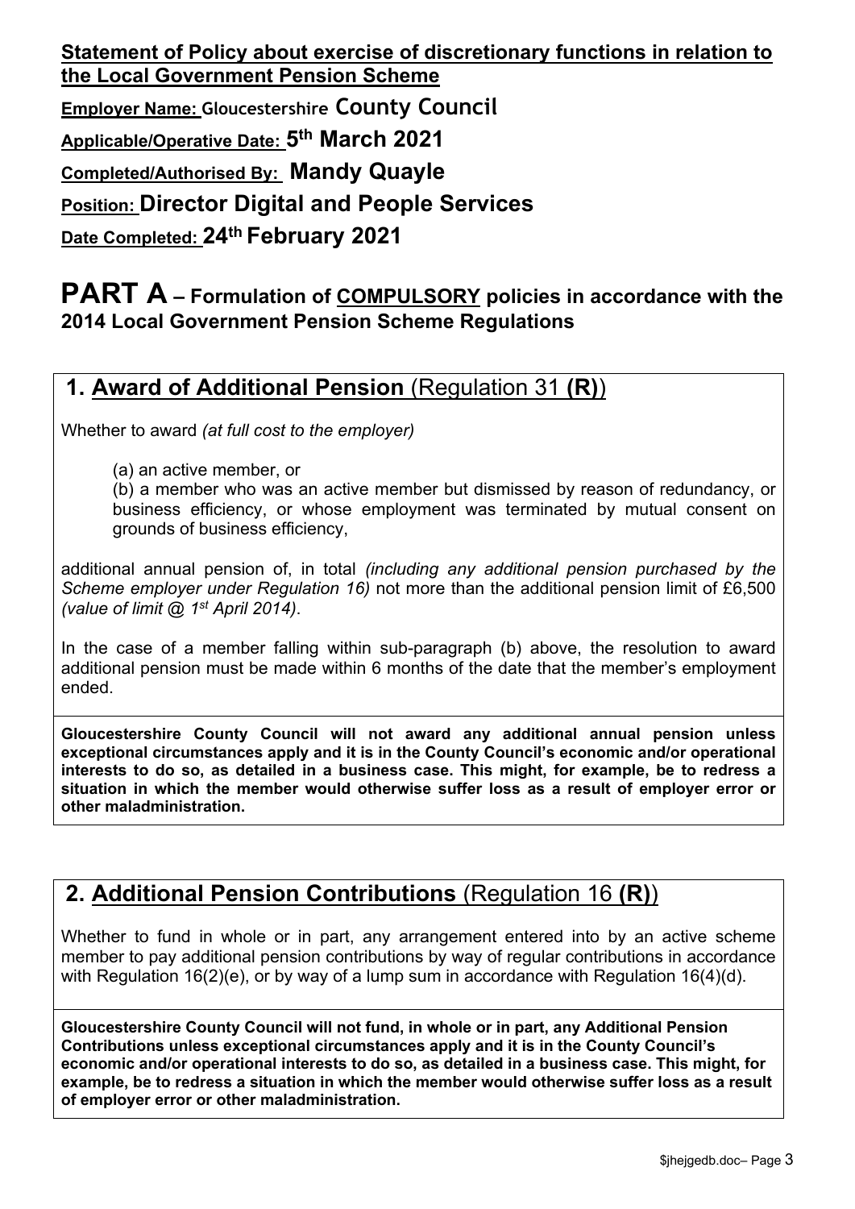**Statement of Policy about exercise of discretionary functions in relation to the Local Government Pension Scheme**

**Employer Name: Gloucestershire County Council**

**Applicable/Operative Date: 5th March 2021**

**Completed/Authorised By: Mandy Quayle**

**Position: Director Digital and People Services**

**Date Completed: 24th February 2021**

# PART A – Formulation of COMPULSORY policies in accordance with the 2014 Local Government Pension Scheme Regulations

## 1. Award of Additional Pension (Regulation 31 **(R)**)

Whether to award *(at full cost to the employer)*

(a) an active member, or

(b) a member who was an active member but dismissed by reason of redundancy, or business efficiency, or whose employment was terminated by mutual consent on grounds of business efficiency,

additional annual pension of, in total *(including any additional pension purchased by the Scheme employer under Regulation 16)* not more than the additional pension limit of £6,500 *(value of limit @ 1st April 2014)*.

In the case of a member falling within sub-paragraph (b) above, the resolution to award additional pension must be made within 6 months of the date that the member's employment ended.

**Gloucestershire County Council will not award any additional annual pension unless exceptional circumstances apply and it is in the County Council's economic and/or operational interests to do so, as detailed in a business case. This might, for example, be to redress a situation in which the member would otherwise suffer loss as a result of employer error or other maladministration.**

## 2. Additional Pension Contributions (Regulation 16 **(R)**)

Whether to fund in whole or in part, any arrangement entered into by an active scheme member to pay additional pension contributions by way of regular contributions in accordance with Regulation 16(2)(e), or by way of a lump sum in accordance with Regulation 16(4)(d).

**Gloucestershire County Council will not fund, in whole or in part, any Additional Pension Contributions unless exceptional circumstances apply and it is in the County Council's economic and/or operational interests to do so, as detailed in a business case. This might, for example, be to redress a situation in which the member would otherwise suffer loss as a result of employer error or other maladministration.**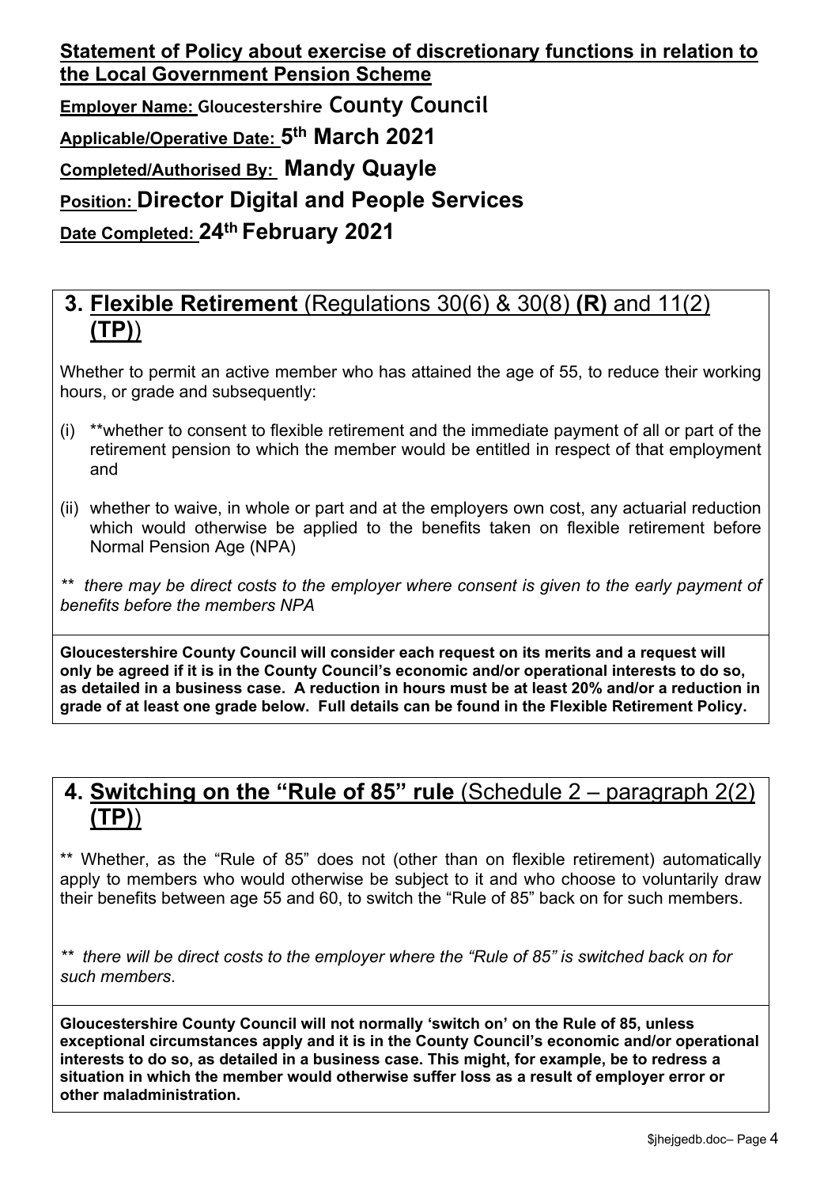**Statement of Policy about exercise of discretionary functions in relation to the Local Government Pension Scheme**

**Employer Name: Gloucestershire County Council**

**Applicable/Operative Date: 5th March 2021**

**Completed/Authorised By: Mandy Quayle**

**Position: Director Digital and People Services**

**Date Completed: 24th February 2021**

## 3. Flexible Retirement (Regulations 30(6) & 30(8) **(R)** and 11(2) **(TP)**)

Whether to permit an active member who has attained the age of 55, to reduce their working hours, or grade and subsequently:

(i) **whether to consent to flexible retirement and the immediate payment of all or part of the retirement pension to which the member would be entitled in respect of that employment and

(ii) whether to waive, in whole or part and at the employers own cost, any actuarial reduction which would otherwise be applied to the benefits taken on flexible retirement before Normal Pension Age (NPA)

*\*\* there may be direct costs to the employer where consent is given to the early payment of benefits before the members NPA*

**Gloucestershire County Council will consider each request on its merits and a request will only be agreed if it is in the County Council's economic and/or operational interests to do so, as detailed in a business case. A reduction in hours must be at least 20% and/or a reduction in grade of at least one grade below. Full details can be found in the Flexible Retirement Policy.**

## 4. Switching on the "Rule of 85" rule (Schedule 2 – paragraph 2(2) **(TP)**)

** Whether, as the "Rule of 85" does not (other than on flexible retirement) automatically apply to members who would otherwise be subject to it and who choose to voluntarily draw their benefits between age 55 and 60, to switch the "Rule of 85" back on for such members.

*\*\* there will be direct costs to the employer where the "Rule of 85" is switched back on for such members.*

**Gloucestershire County Council will not normally 'switch on' on the Rule of 85, unless exceptional circumstances apply and it is in the County Council's economic and/or operational interests to do so, as detailed in a business case. This might, for example, be to redress a situation in which the member would otherwise suffer loss as a result of employer error or other maladministration.**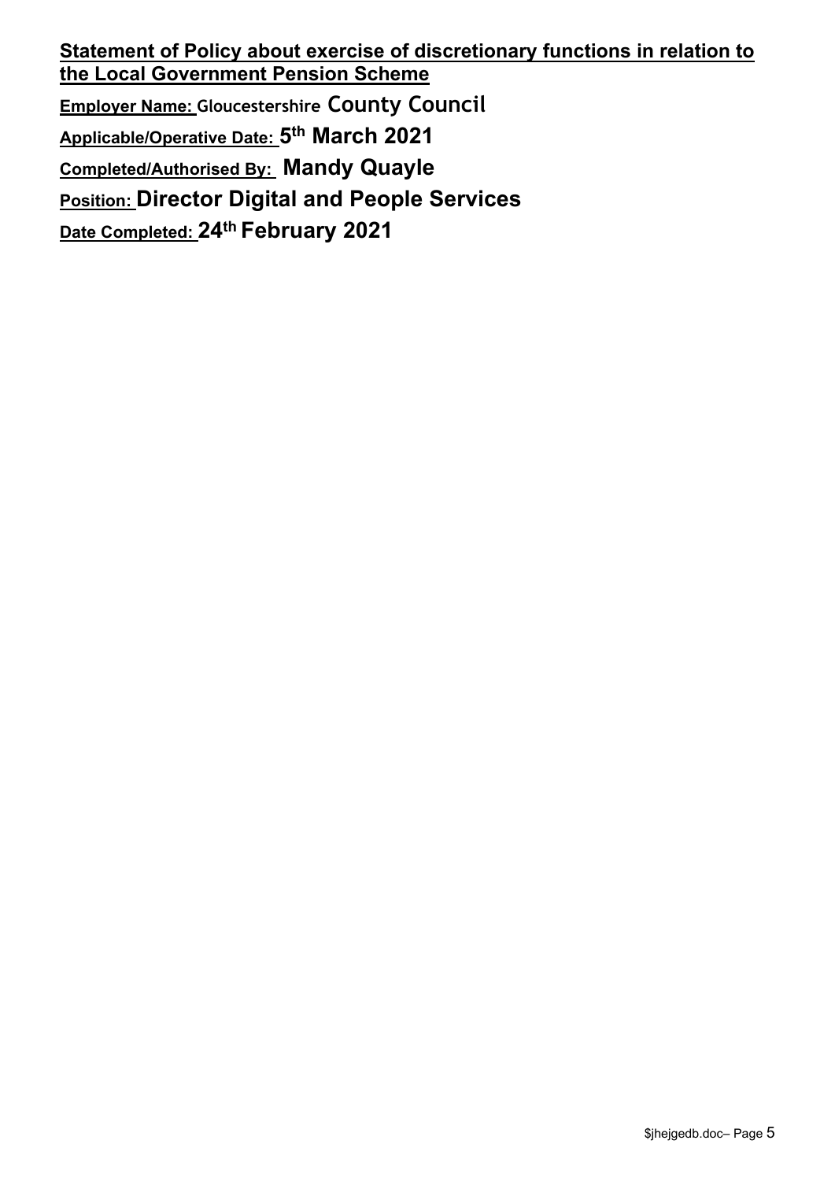**Statement of Policy about exercise of discretionary functions in relation to the Local Government Pension Scheme**

**Employer Name: Gloucestershire County Council**

**Applicable/Operative Date: 5th March 2021**

**Completed/Authorised By: Mandy Quayle**

**Position: Director Digital and People Services**

**Date Completed: 24th February 2021**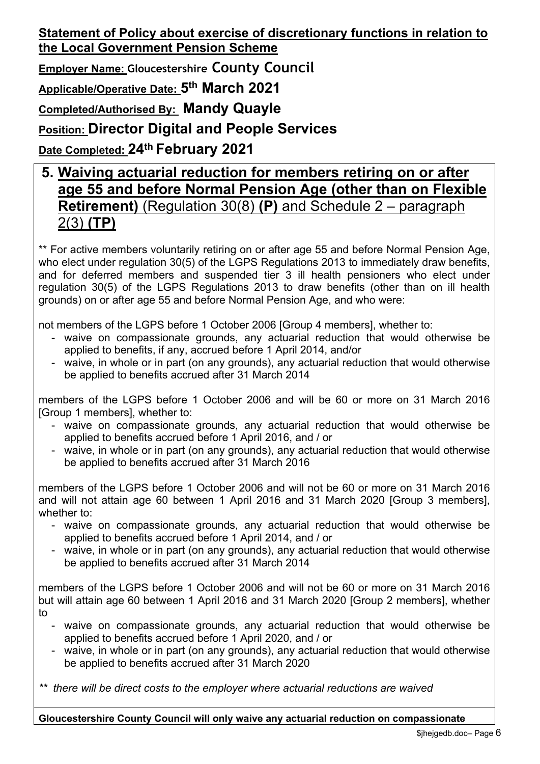**Statement of Policy about exercise of discretionary functions in relation to the Local Government Pension Scheme**

**Employer Name: Gloucestershire County Council**

**Applicable/Operative Date: 5th March 2021**

**Completed/Authorised By: Mandy Quayle**

**Position: Director Digital and People Services**

**Date Completed: 24th February 2021**

## 5. Waiving actuarial reduction for members retiring on or after age 55 and before Normal Pension Age (other than on Flexible Retirement) (Regulation 30(8) **(P)** and Schedule 2 – paragraph 2(3) **(TP)**

** For active members voluntarily retiring on or after age 55 and before Normal Pension Age, who elect under regulation 30(5) of the LGPS Regulations 2013 to immediately draw benefits, and for deferred members and suspended tier 3 ill health pensioners who elect under regulation 30(5) of the LGPS Regulations 2013 to draw benefits (other than on ill health grounds) on or after age 55 and before Normal Pension Age, and who were:

not members of the LGPS before 1 October 2006 [Group 4 members], whether to:

- waive on compassionate grounds, any actuarial reduction that would otherwise be applied to benefits, if any, accrued before 1 April 2014, and/or
- waive, in whole or in part (on any grounds), any actuarial reduction that would otherwise be applied to benefits accrued after 31 March 2014

members of the LGPS before 1 October 2006 and will be 60 or more on 31 March 2016 [Group 1 members], whether to:

- waive on compassionate grounds, any actuarial reduction that would otherwise be applied to benefits accrued before 1 April 2016, and / or
- waive, in whole or in part (on any grounds), any actuarial reduction that would otherwise be applied to benefits accrued after 31 March 2016

members of the LGPS before 1 October 2006 and will not be 60 or more on 31 March 2016 and will not attain age 60 between 1 April 2016 and 31 March 2020 [Group 3 members], whether to:

- waive on compassionate grounds, any actuarial reduction that would otherwise be applied to benefits accrued before 1 April 2014, and / or
- waive, in whole or in part (on any grounds), any actuarial reduction that would otherwise be applied to benefits accrued after 31 March 2014

members of the LGPS before 1 October 2006 and will not be 60 or more on 31 March 2016 but will attain age 60 between 1 April 2016 and 31 March 2020 [Group 2 members], whether to

- waive on compassionate grounds, any actuarial reduction that would otherwise be applied to benefits accrued before 1 April 2020, and / or
- waive, in whole or in part (on any grounds), any actuarial reduction that would otherwise be applied to benefits accrued after 31 March 2020

*** there will be direct costs to the employer where actuarial reductions are waived*

**Gloucestershire County Council will only waive any actuarial reduction on compassionate**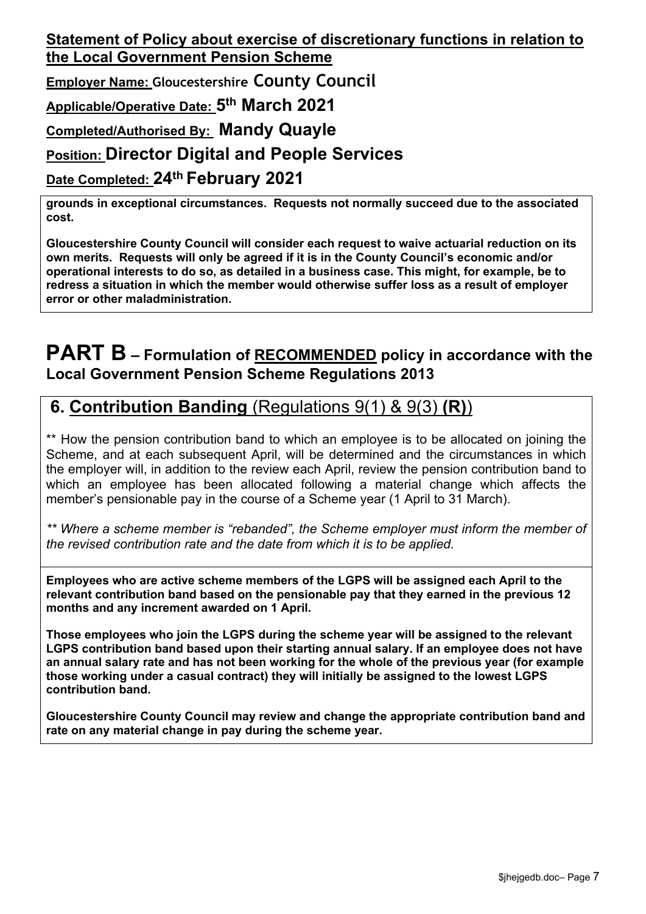**Statement of Policy about exercise of discretionary functions in relation to the Local Government Pension Scheme**

**Employer Name: Gloucestershire County Council**

**Applicable/Operative Date: 5th March 2021**

**Completed/Authorised By: Mandy Quayle**

**Position: Director Digital and People Services**

**Date Completed: 24th February 2021**

**grounds in exceptional circumstances. Requests not normally succeed due to the associated cost.**

**Gloucestershire County Council will consider each request to waive actuarial reduction on its own merits. Requests will only be agreed if it is in the County Council's economic and/or operational interests to do so, as detailed in a business case. This might, for example, be to redress a situation in which the member would otherwise suffer loss as a result of employer error or other maladministration.**

# PART B – Formulation of RECOMMENDED policy in accordance with the Local Government Pension Scheme Regulations 2013

## 6. Contribution Banding (Regulations 9(1) & 9(3) **(R)**)

** How the pension contribution band to which an employee is to be allocated on joining the Scheme, and at each subsequent April, will be determined and the circumstances in which the employer will, in addition to the review each April, review the pension contribution band to which an employee has been allocated following a material change which affects the member's pensionable pay in the course of a Scheme year (1 April to 31 March).

*** Where a scheme member is "rebanded", the Scheme employer must inform the member of the revised contribution rate and the date from which it is to be applied.*

**Employees who are active scheme members of the LGPS will be assigned each April to the relevant contribution band based on the pensionable pay that they earned in the previous 12 months and any increment awarded on 1 April.**

**Those employees who join the LGPS during the scheme year will be assigned to the relevant LGPS contribution band based upon their starting annual salary. If an employee does not have an annual salary rate and has not been working for the whole of the previous year (for example those working under a casual contract) they will initially be assigned to the lowest LGPS contribution band.**

**Gloucestershire County Council may review and change the appropriate contribution band and rate on any material change in pay during the scheme year.**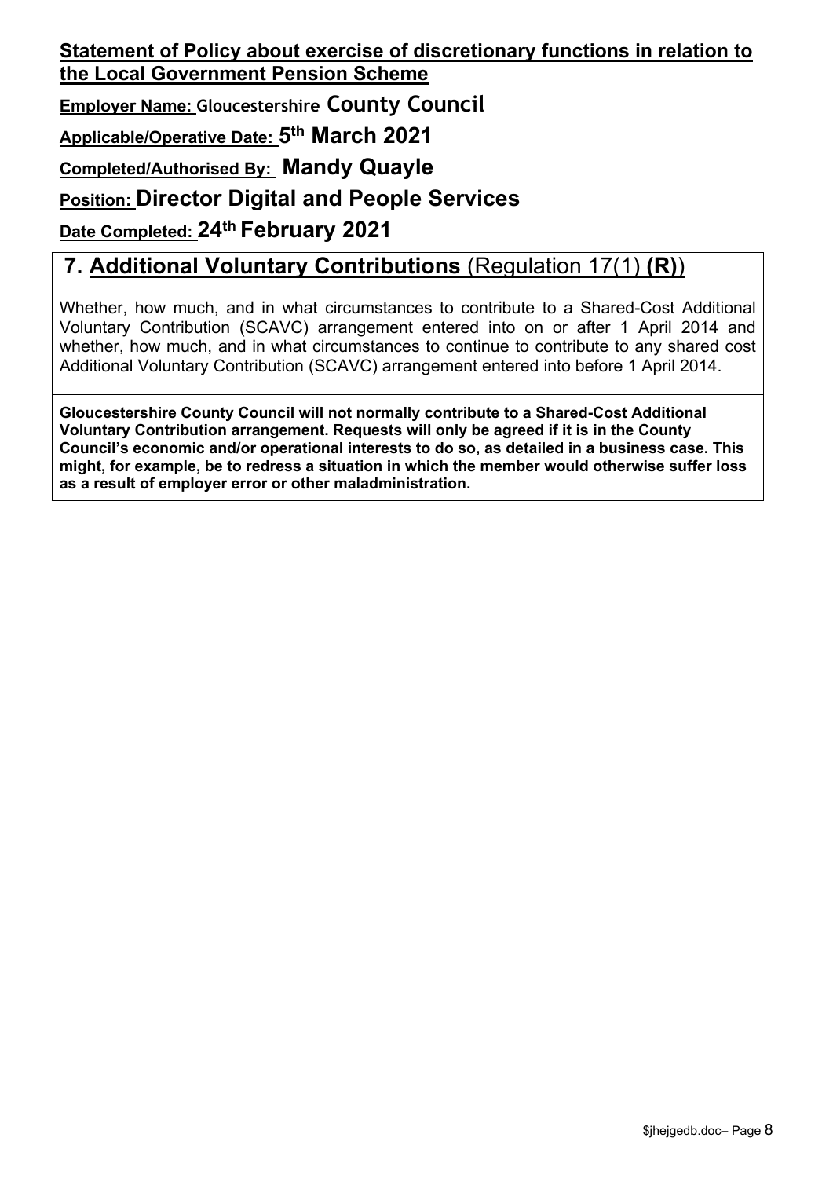**Statement of Policy about exercise of discretionary functions in relation to the Local Government Pension Scheme**

**Employer Name: Gloucestershire County Council**

**Applicable/Operative Date: 5th March 2021**

**Completed/Authorised By: Mandy Quayle**

**Position: Director Digital and People Services**

**Date Completed: 24th February 2021**

## 7. Additional Voluntary Contributions (Regulation 17(1) **(R)**)

Whether, how much, and in what circumstances to contribute to a Shared-Cost Additional Voluntary Contribution (SCAVC) arrangement entered into on or after 1 April 2014 and whether, how much, and in what circumstances to continue to contribute to any shared cost Additional Voluntary Contribution (SCAVC) arrangement entered into before 1 April 2014.

**Gloucestershire County Council will not normally contribute to a Shared-Cost Additional Voluntary Contribution arrangement. Requests will only be agreed if it is in the County Council's economic and/or operational interests to do so, as detailed in a business case. This might, for example, be to redress a situation in which the member would otherwise suffer loss as a result of employer error or other maladministration.**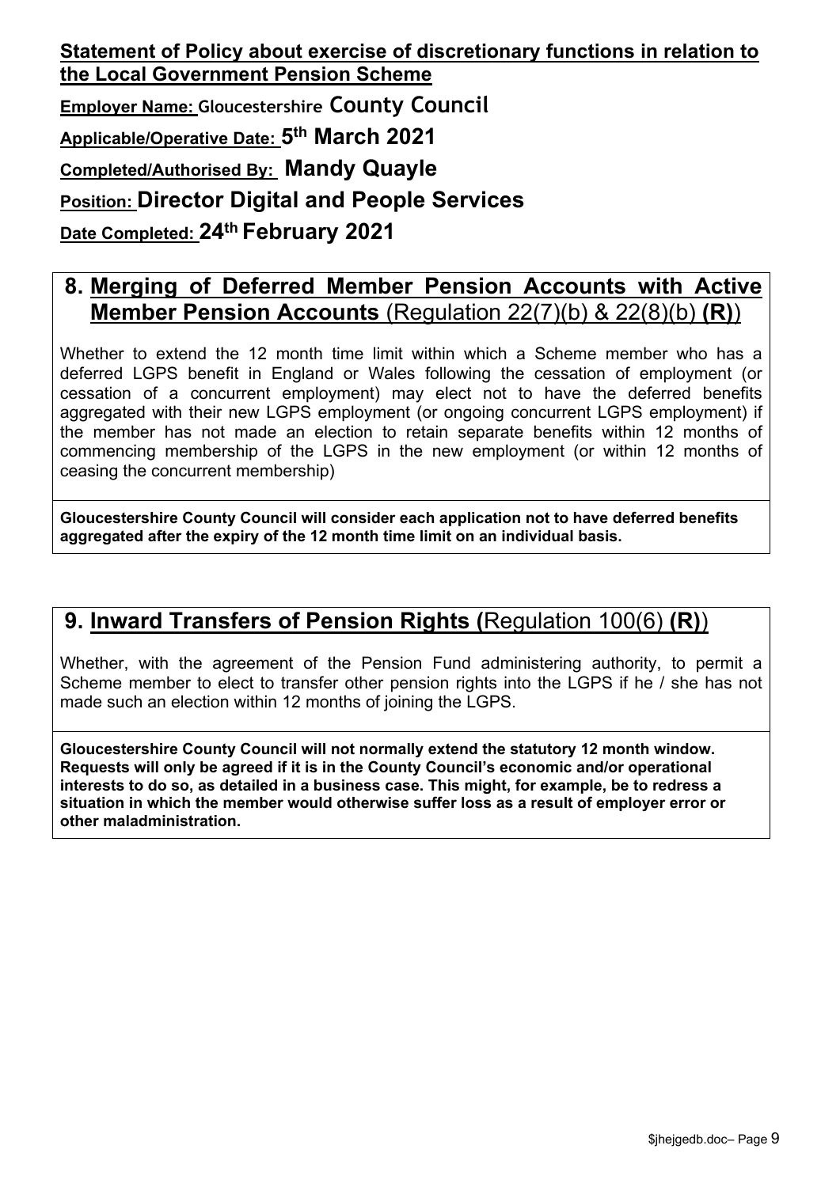**Statement of Policy about exercise of discretionary functions in relation to the Local Government Pension Scheme**

**Employer Name: Gloucestershire County Council**

**Applicable/Operative Date: 5th March 2021**

**Completed/Authorised By: Mandy Quayle**

**Position: Director Digital and People Services**

**Date Completed: 24th February 2021**

## 8. Merging of Deferred Member Pension Accounts with Active Member Pension Accounts (Regulation 22(7)(b) & 22(8)(b) **(R)**)

Whether to extend the 12 month time limit within which a Scheme member who has a deferred LGPS benefit in England or Wales following the cessation of employment (or cessation of a concurrent employment) may elect not to have the deferred benefits aggregated with their new LGPS employment (or ongoing concurrent LGPS employment) if the member has not made an election to retain separate benefits within 12 months of commencing membership of the LGPS in the new employment (or within 12 months of ceasing the concurrent membership)

**Gloucestershire County Council will consider each application not to have deferred benefits aggregated after the expiry of the 12 month time limit on an individual basis.**

## 9. Inward Transfers of Pension Rights (Regulation 100(6) **(R)**)

Whether, with the agreement of the Pension Fund administering authority, to permit a Scheme member to elect to transfer other pension rights into the LGPS if he / she has not made such an election within 12 months of joining the LGPS.

**Gloucestershire County Council will not normally extend the statutory 12 month window. Requests will only be agreed if it is in the County Council's economic and/or operational interests to do so, as detailed in a business case. This might, for example, be to redress a situation in which the member would otherwise suffer loss as a result of employer error or other maladministration.**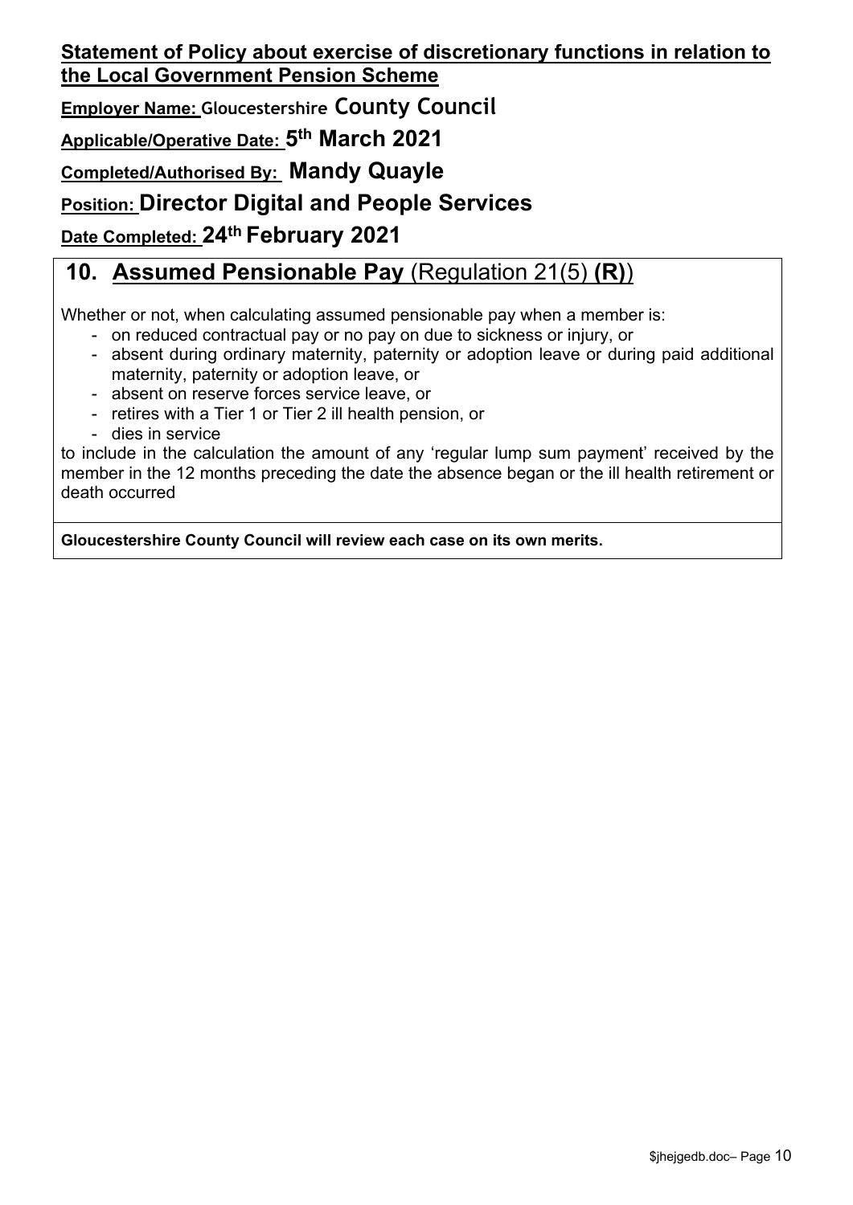**Statement of Policy about exercise of discretionary functions in relation to the Local Government Pension Scheme**

**Employer Name: Gloucestershire County Council**

**Applicable/Operative Date: 5th March 2021**

**Completed/Authorised By: Mandy Quayle**

**Position: Director Digital and People Services**

**Date Completed: 24th February 2021**

## 10. Assumed Pensionable Pay (Regulation 21(5) **(R)**)

Whether or not, when calculating assumed pensionable pay when a member is:

- on reduced contractual pay or no pay on due to sickness or injury, or
- absent during ordinary maternity, paternity or adoption leave or during paid additional maternity, paternity or adoption leave, or
- absent on reserve forces service leave, or
- retires with a Tier 1 or Tier 2 ill health pension, or
- dies in service

to include in the calculation the amount of any 'regular lump sum payment' received by the member in the 12 months preceding the date the absence began or the ill health retirement or death occurred

**Gloucestershire County Council will review each case on its own merits.**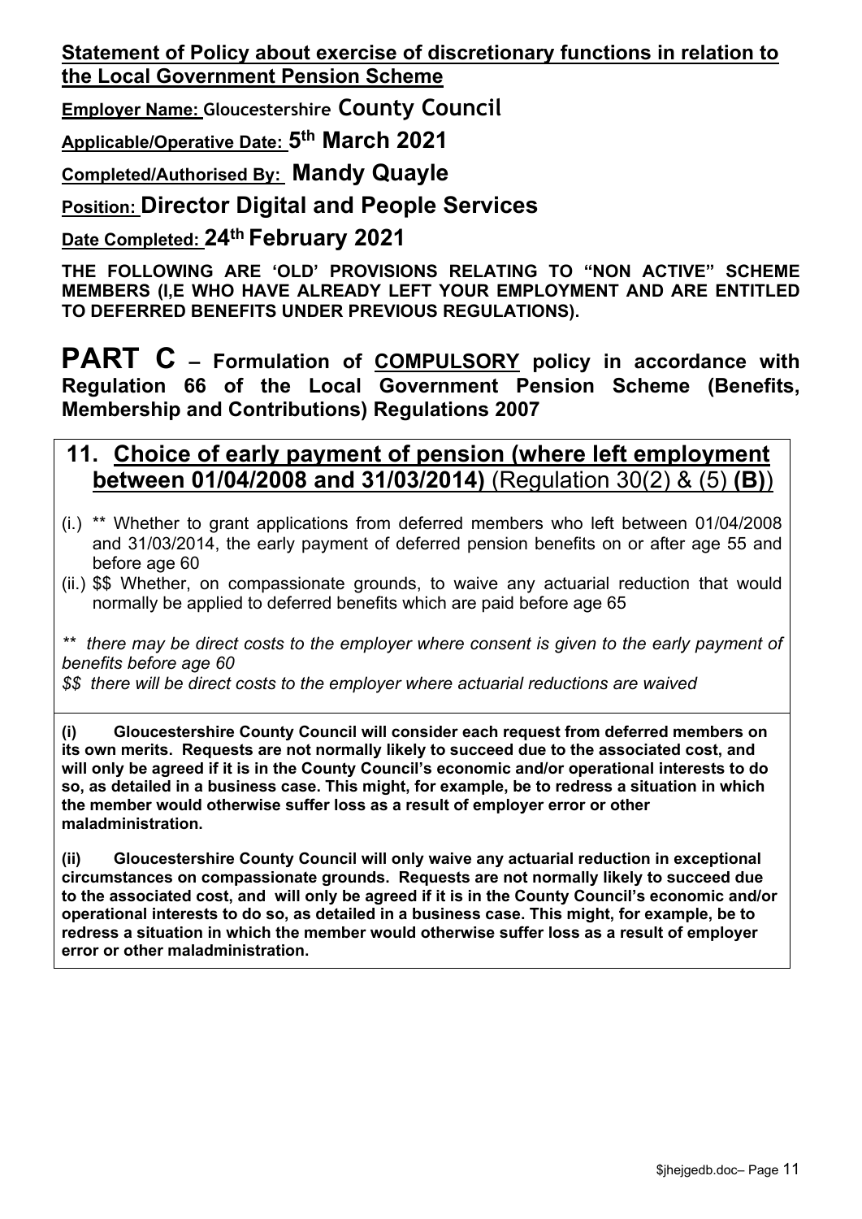**Statement of Policy about exercise of discretionary functions in relation to the Local Government Pension Scheme**

**Employer Name:** **Gloucestershire County Council**

**Applicable/Operative Date:** **5th March 2021**

**Completed/Authorised By:** **Mandy Quayle**

**Position:** **Director Digital and People Services**

**Date Completed:** **24th February 2021**

**THE FOLLOWING ARE 'OLD' PROVISIONS RELATING TO "NON ACTIVE" SCHEME MEMBERS (I,E WHO HAVE ALREADY LEFT YOUR EMPLOYMENT AND ARE ENTITLED TO DEFERRED BENEFITS UNDER PREVIOUS REGULATIONS).**

# PART C – Formulation of COMPULSORY policy in accordance with Regulation 66 of the Local Government Pension Scheme (Benefits, Membership and Contributions) Regulations 2007

## 11. Choice of early payment of pension (where left employment between 01/04/2008 and 31/03/2014) (Regulation 30(2) & (5) **(B)**)

(i.) ** Whether to grant applications from deferred members who left between 01/04/2008 and 31/03/2014, the early payment of deferred pension benefits on or after age 55 and before age 60

(ii.) $$ Whether, on compassionate grounds, to waive any actuarial reduction that would normally be applied to deferred benefits which are paid before age 65

*** there may be direct costs to the employer where consent is given to the early payment of benefits before age 60*

*$$ there will be direct costs to the employer where actuarial reductions are waived*

**(i) Gloucestershire County Council will consider each request from deferred members on its own merits. Requests are not normally likely to succeed due to the associated cost, and will only be agreed if it is in the County Council's economic and/or operational interests to do so, as detailed in a business case. This might, for example, be to redress a situation in which the member would otherwise suffer loss as a result of employer error or other maladministration.**

**(ii) Gloucestershire County Council will only waive any actuarial reduction in exceptional circumstances on compassionate grounds. Requests are not normally likely to succeed due to the associated cost, and will only be agreed if it is in the County Council's economic and/or operational interests to do so, as detailed in a business case. This might, for example, be to redress a situation in which the member would otherwise suffer loss as a result of employer error or other maladministration.**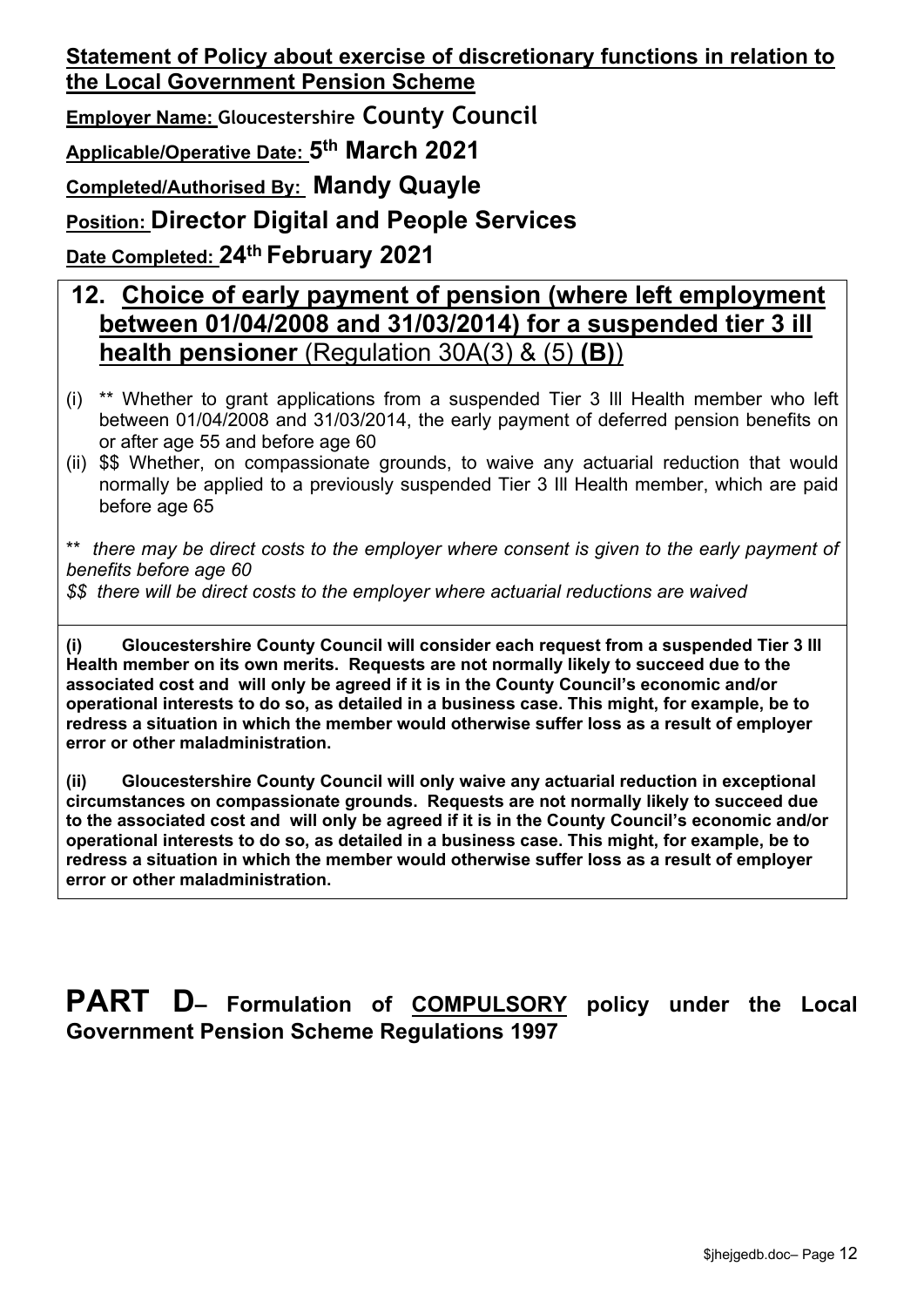**Statement of Policy about exercise of discretionary functions in relation to the Local Government Pension Scheme**

**Employer Name: Gloucestershire County Council**

**Applicable/Operative Date: 5th March 2021**

**Completed/Authorised By: Mandy Quayle**

**Position: Director Digital and People Services**

**Date Completed: 24th February 2021**

## 12. Choice of early payment of pension (where left employment between 01/04/2008 and 31/03/2014) for a suspended tier 3 ill health pensioner (Regulation 30A(3) & (5) **(B)**)

(i) ** Whether to grant applications from a suspended Tier 3 Ill Health member who left between 01/04/2008 and 31/03/2014, the early payment of deferred pension benefits on or after age 55 and before age 60

(ii) $$ Whether, on compassionate grounds, to waive any actuarial reduction that would normally be applied to a previously suspended Tier 3 Ill Health member, which are paid before age 65

** *there may be direct costs to the employer where consent is given to the early payment of benefits before age 60*

*$$ there will be direct costs to the employer where actuarial reductions are waived*

**(i) Gloucestershire County Council will consider each request from a suspended Tier 3 Ill Health member on its own merits. Requests are not normally likely to succeed due to the associated cost and will only be agreed if it is in the County Council's economic and/or operational interests to do so, as detailed in a business case. This might, for example, be to redress a situation in which the member would otherwise suffer loss as a result of employer error or other maladministration.**

**(ii) Gloucestershire County Council will only waive any actuarial reduction in exceptional circumstances on compassionate grounds. Requests are not normally likely to succeed due to the associated cost and will only be agreed if it is in the County Council's economic and/or operational interests to do so, as detailed in a business case. This might, for example, be to redress a situation in which the member would otherwise suffer loss as a result of employer error or other maladministration.**

# PART D– Formulation of COMPULSORY policy under the Local Government Pension Scheme Regulations 1997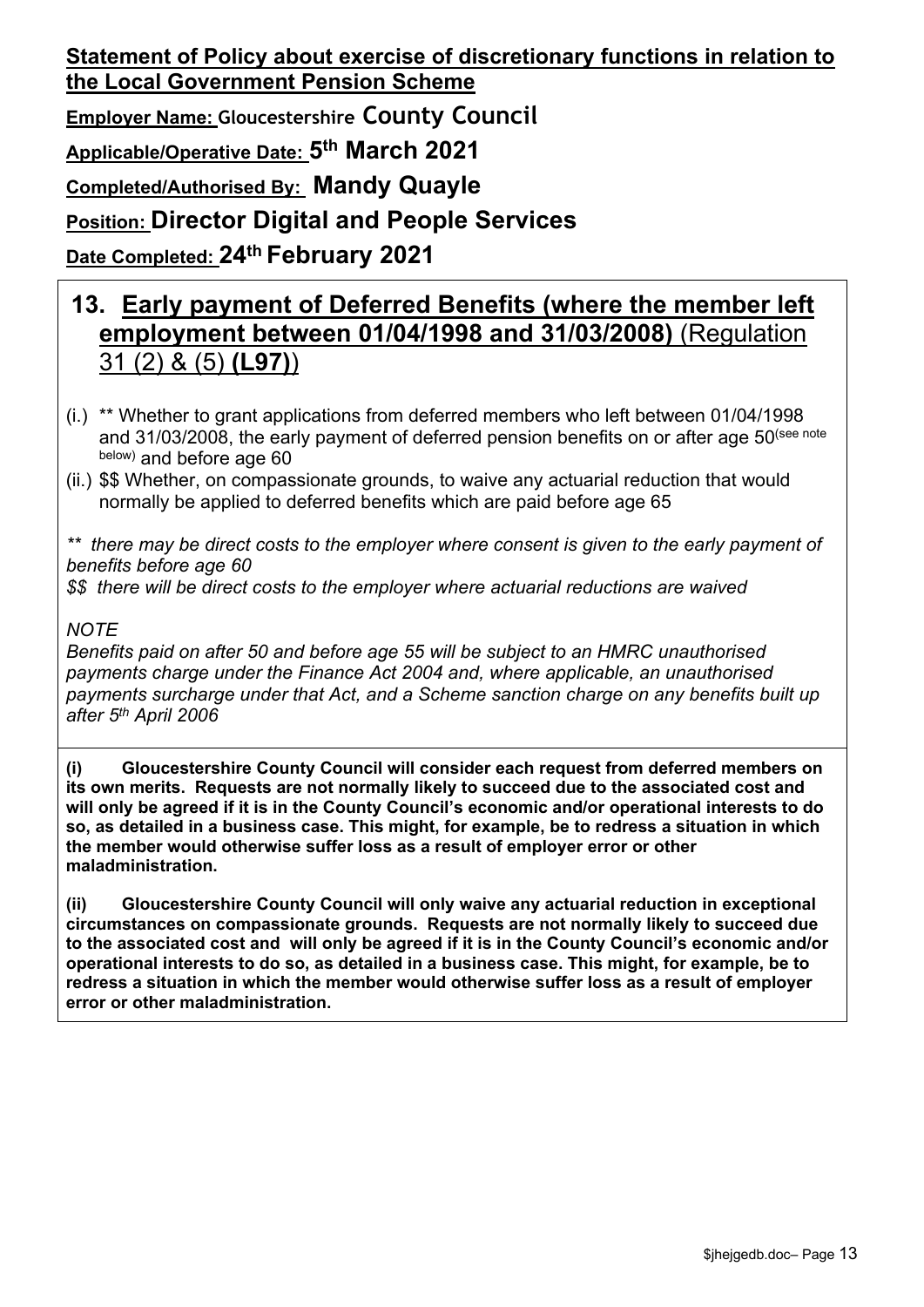**Statement of Policy about exercise of discretionary functions in relation to the Local Government Pension Scheme**

**Employer Name: Gloucestershire County Council**

**Applicable/Operative Date: 5th March 2021**

**Completed/Authorised By: Mandy Quayle**

**Position: Director Digital and People Services**

**Date Completed: 24th February 2021**

## 13. Early payment of Deferred Benefits (where the member left employment between 01/04/1998 and 31/03/2008) (Regulation 31 (2) & (5) **(L97)**)

(i.) ** Whether to grant applications from deferred members who left between 01/04/1998 and 31/03/2008, the early payment of deferred pension benefits on or after age 50(see note below) and before age 60

(ii.) $$ Whether, on compassionate grounds, to waive any actuarial reduction that would normally be applied to deferred benefits which are paid before age 65

*** there may be direct costs to the employer where consent is given to the early payment of benefits before age 60*

*$$ there will be direct costs to the employer where actuarial reductions are waived*

*NOTE*

*Benefits paid on after 50 and before age 55 will be subject to an HMRC unauthorised payments charge under the Finance Act 2004 and, where applicable, an unauthorised payments surcharge under that Act, and a Scheme sanction charge on any benefits built up after 5th April 2006*

**(i) Gloucestershire County Council will consider each request from deferred members on its own merits. Requests are not normally likely to succeed due to the associated cost and will only be agreed if it is in the County Council's economic and/or operational interests to do so, as detailed in a business case. This might, for example, be to redress a situation in which the member would otherwise suffer loss as a result of employer error or other maladministration.**

**(ii) Gloucestershire County Council will only waive any actuarial reduction in exceptional circumstances on compassionate grounds. Requests are not normally likely to succeed due to the associated cost and will only be agreed if it is in the County Council's economic and/or operational interests to do so, as detailed in a business case. This might, for example, be to redress a situation in which the member would otherwise suffer loss as a result of employer error or other maladministration.**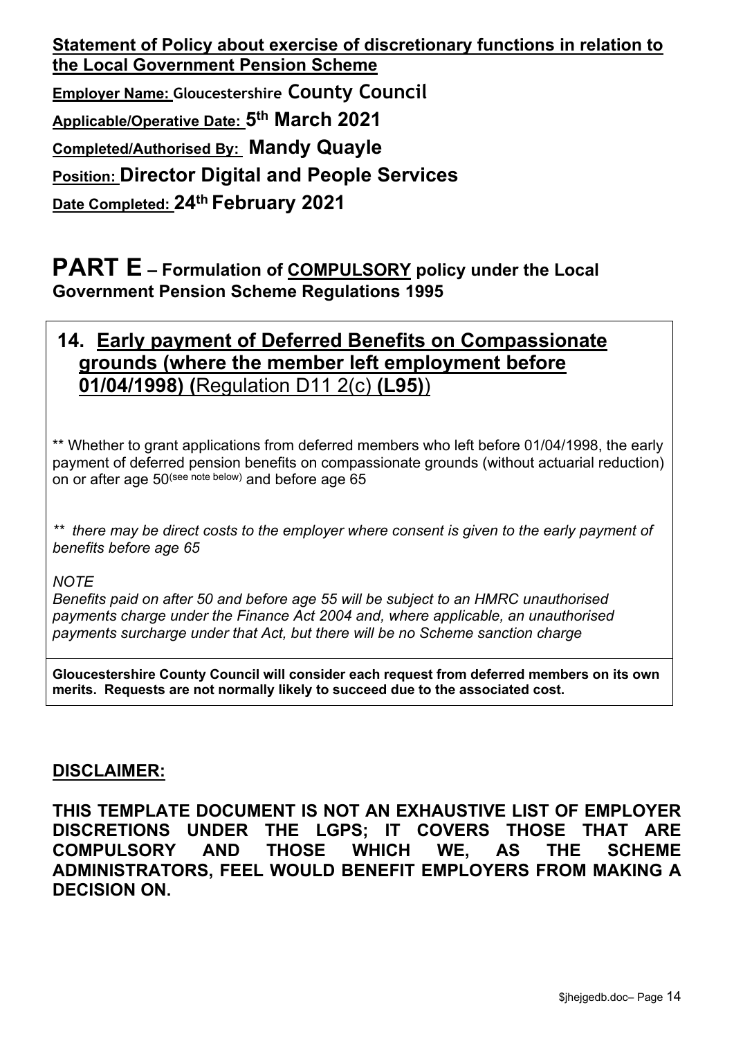**Statement of Policy about exercise of discretionary functions in relation to the Local Government Pension Scheme**

**Employer Name: Gloucestershire County Council**

**Applicable/Operative Date: 5th March 2021**

**Completed/Authorised By: Mandy Quayle**

**Position: Director Digital and People Services**

**Date Completed: 24th February 2021**

# PART E – Formulation of COMPULSORY policy under the Local Government Pension Scheme Regulations 1995

## 14. Early payment of Deferred Benefits on Compassionate grounds (where the member left employment before 01/04/1998) (Regulation D11 2(c) (L95))

** Whether to grant applications from deferred members who left before 01/04/1998, the early payment of deferred pension benefits on compassionate grounds (without actuarial reduction) on or after age 50 (see note below) and before age 65

*** there may be direct costs to the employer where consent is given to the early payment of benefits before age 65*

*NOTE*
*Benefits paid on after 50 and before age 55 will be subject to an HMRC unauthorised payments charge under the Finance Act 2004 and, where applicable, an unauthorised payments surcharge under that Act, but there will be no Scheme sanction charge*

**Gloucestershire County Council will consider each request from deferred members on its own merits. Requests are not normally likely to succeed due to the associated cost.**

**DISCLAIMER:**

**THIS TEMPLATE DOCUMENT IS NOT AN EXHAUSTIVE LIST OF EMPLOYER DISCRETIONS UNDER THE LGPS; IT COVERS THOSE THAT ARE COMPULSORY AND THOSE WHICH WE, AS THE SCHEME ADMINISTRATORS, FEEL WOULD BENEFIT EMPLOYERS FROM MAKING A DECISION ON.**